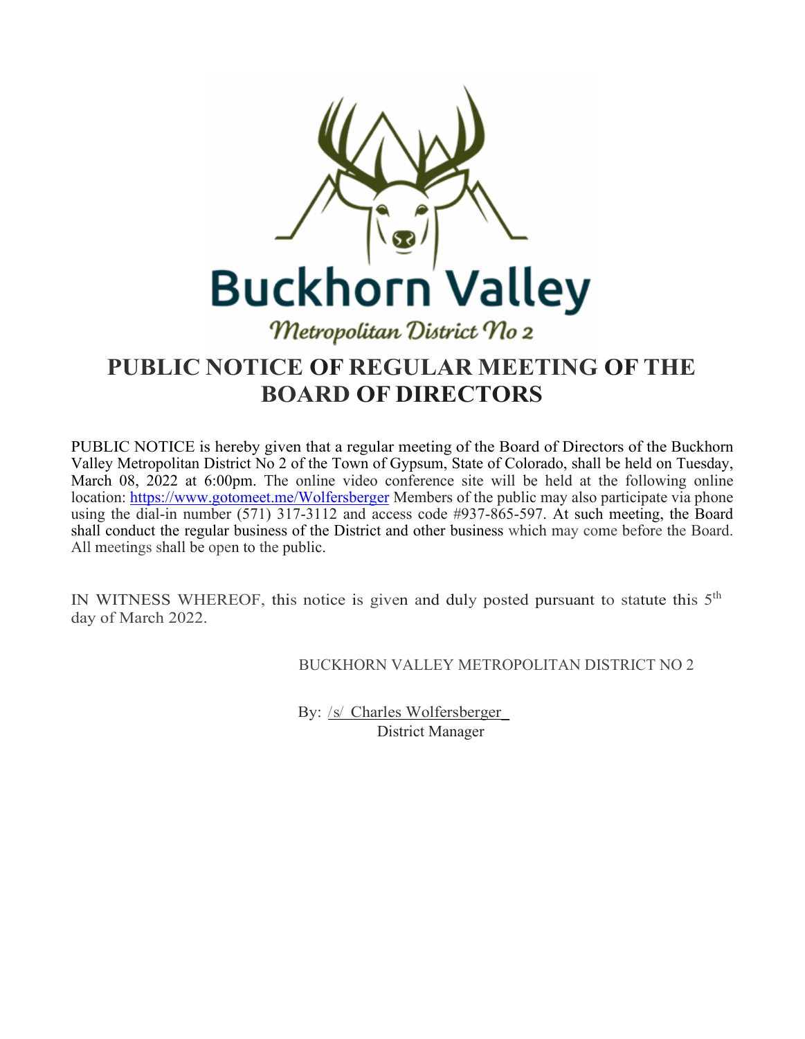Buckhorn Valley

*Metropolitan District No 2*

# PUBLIC NOTICE OF REGULAR MEETING OF THE BOARD OF DIRECTORS

PUBLIC NOTICE is hereby given that a regular meeting of the Board of Directors of the Buckhorn Valley Metropolitan District No 2 of the Town of Gypsum, State of Colorado, shall be held on Tuesday, March 08, 2022 at 6:00pm. The online video conference site will be held at the following online location: https://www.gotomeet.me/Wolfersberger Members of the public may also participate via phone using the dial-in number (571) 317-3112 and access code #937-865-597. At such meeting, the Board shall conduct the regular business of the District and other business which may come before the Board. All meetings shall be open to the public.

IN WITNESS WHEREOF, this notice is given and duly posted pursuant to statute this 5th day of March 2022.

BUCKHORN VALLEY METROPOLITAN DISTRICT NO 2

By: /s/ Charles Wolfersberger
District Manager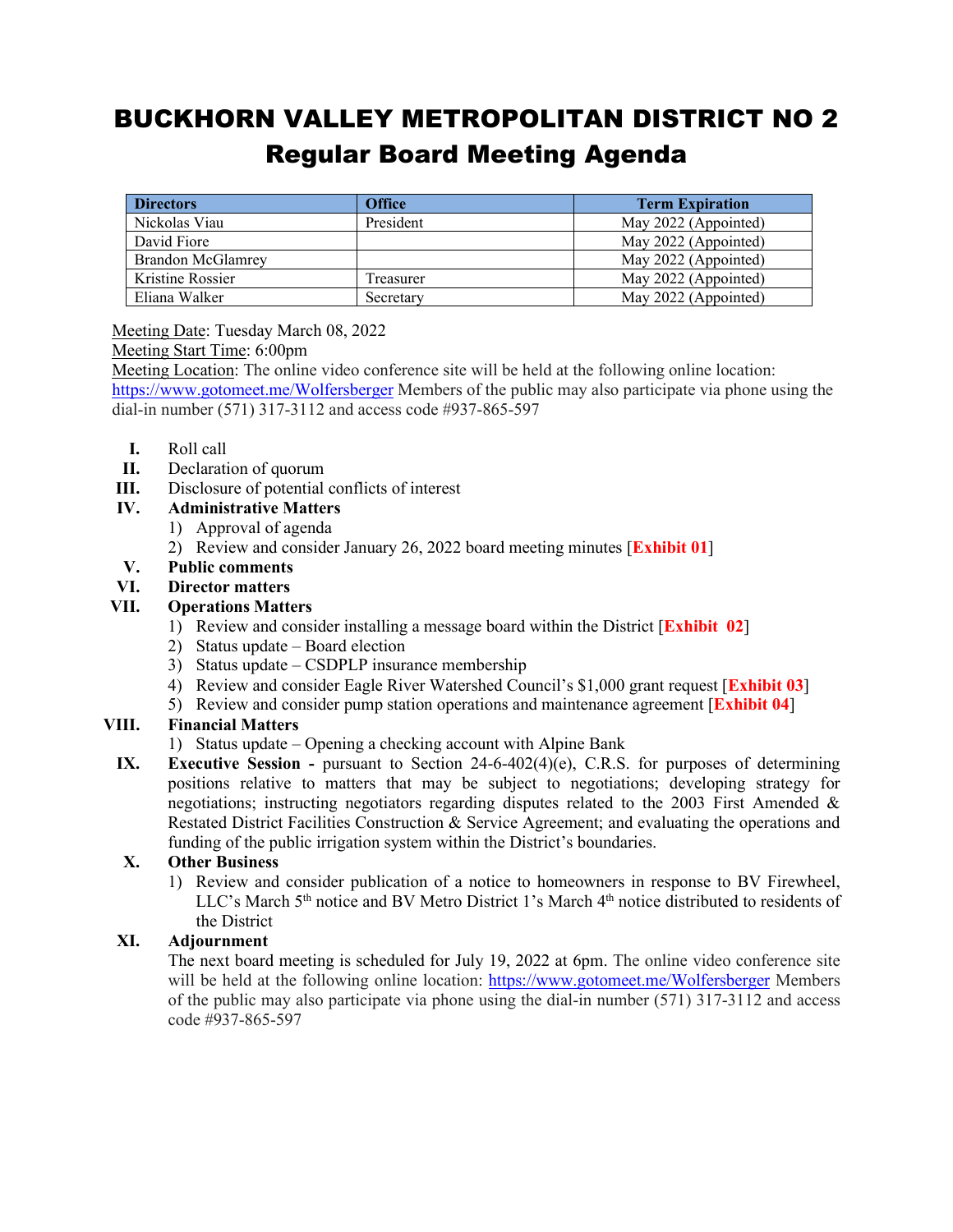# BUCKHORN VALLEY METROPOLITAN DISTRICT NO 2
## Regular Board Meeting Agenda

| Directors | Office | Term Expiration |
|---|---|---|
| Nickolas Viau | President | May 2022 (Appointed) |
| David Fiore | | May 2022 (Appointed) |
| Brandon McGlamrey | | May 2022 (Appointed) |
| Kristine Rossier | Treasurer | May 2022 (Appointed) |
| Eliana Walker | Secretary | May 2022 (Appointed) |

Meeting Date: Tuesday March 08, 2022

Meeting Start Time: 6:00pm

Meeting Location: The online video conference site will be held at the following online location: https://www.gotomeet.me/Wolfersberger Members of the public may also participate via phone using the dial-in number (571) 317-3112 and access code #937-865-597

I. Roll call

II. Declaration of quorum

III. Disclosure of potential conflicts of interest

IV. **Administrative Matters**
   1) Approval of agenda
   2) Review and consider January 26, 2022 board meeting minutes [**Exhibit 01**]

V. **Public comments**

VI. **Director matters**

VII. **Operations Matters**
   1) Review and consider installing a message board within the District [**Exhibit 02**]
   2) Status update – Board election
   3) Status update – CSDPLP insurance membership
   4) Review and consider Eagle River Watershed Council's $1,000 grant request [**Exhibit 03**]
   5) Review and consider pump station operations and maintenance agreement [**Exhibit 04**]

VIII. **Financial Matters**
   1) Status update – Opening a checking account with Alpine Bank

IX. **Executive Session -** pursuant to Section 24-6-402(4)(e), C.R.S. for purposes of determining positions relative to matters that may be subject to negotiations; developing strategy for negotiations; instructing negotiators regarding disputes related to the 2003 First Amended & Restated District Facilities Construction & Service Agreement; and evaluating the operations and funding of the public irrigation system within the District's boundaries.

X. **Other Business**
   1) Review and consider publication of a notice to homeowners in response to BV Firewheel, LLC's March 5th notice and BV Metro District 1's March 4th notice distributed to residents of the District

XI. **Adjournment**

The next board meeting is scheduled for July 19, 2022 at 6pm. The online video conference site will be held at the following online location: https://www.gotomeet.me/Wolfersberger Members of the public may also participate via phone using the dial-in number (571) 317-3112 and access code #937-865-597